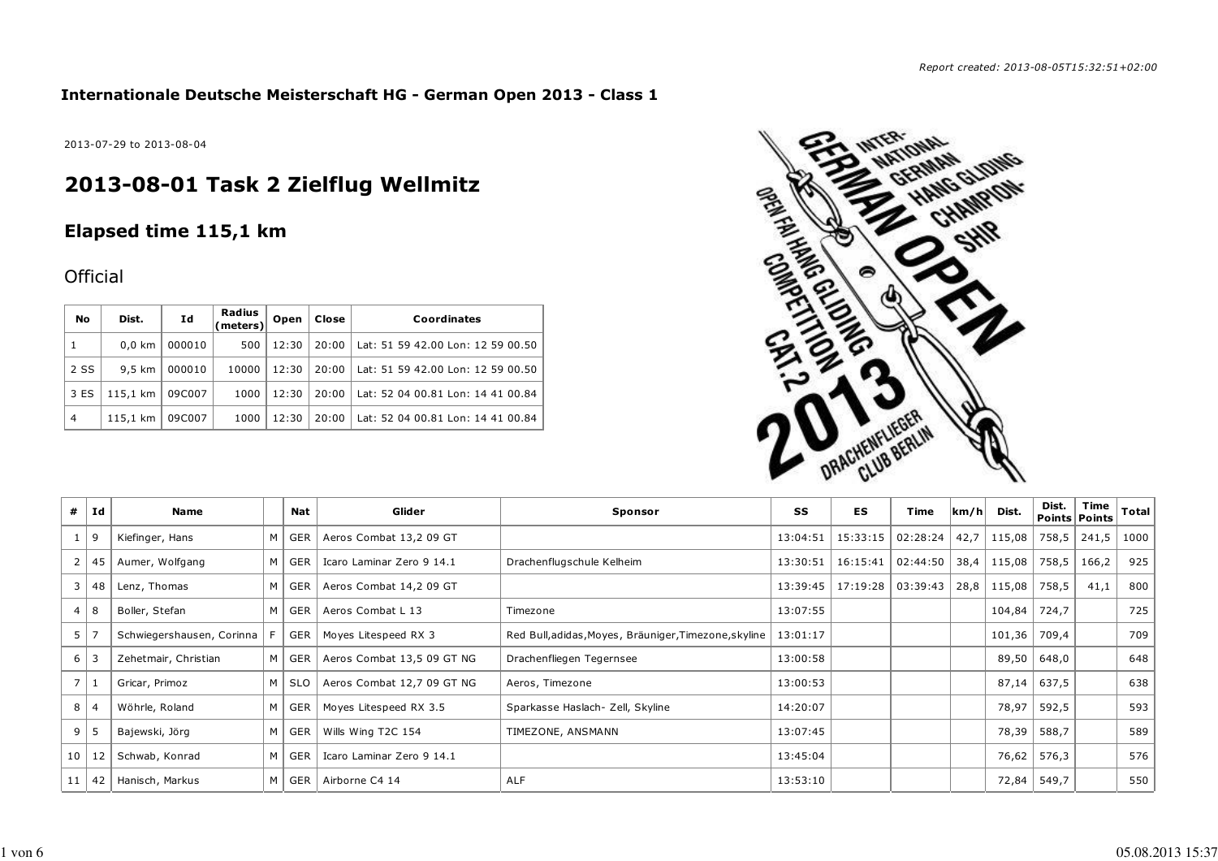*Report created: 2013-08-05T15:32:51+02:00*

**Internationale Deutsche Meisterschaft HG - German Open 2013 - Class 1**

2013-07-29 to 2013-08-04

# 2013-08-01 Task 2 Zielflug Wellmitz

## Elapsed time 115,1 km

### Official

| No | Dist. | Id | Radius (meters) | Open | Close | Coordinates |
|---|---|---|---|---|---|---|
| 1 | 0,0 km | 000010 | 500 | 12:30 | 20:00 | Lat: 51 59 42.00 Lon: 12 59 00.50 |
| 2 SS | 9,5 km | 000010 | 10000 | 12:30 | 20:00 | Lat: 51 59 42.00 Lon: 12 59 00.50 |
| 3 ES | 115,1 km | 09C007 | 1000 | 12:30 | 20:00 | Lat: 52 04 00.81 Lon: 14 41 00.84 |
| 4 | 115,1 km | 09C007 | 1000 | 12:30 | 20:00 | Lat: 52 04 00.81 Lon: 14 41 00.84 |

| # | Id | Name | | Nat | Glider | Sponsor | SS | ES | Time | km/h | Dist. | Dist. Points | Time Points | Total |
|---|---|---|---|---|---|---|---|---|---|---|---|---|---|---|
| 1 | 9 | Kiefinger, Hans | M | GER | Aeros Combat 13,2 09 GT | | 13:04:51 | 15:33:15 | 02:28:24 | 42,7 | 115,08 | 758,5 | 241,5 | 1000 |
| 2 | 45 | Aumer, Wolfgang | M | GER | Icaro Laminar Zero 9 14.1 | Drachenflugschule Kelheim | 13:30:51 | 16:15:41 | 02:44:50 | 38,4 | 115,08 | 758,5 | 166,2 | 925 |
| 3 | 48 | Lenz, Thomas | M | GER | Aeros Combat 14,2 09 GT | | 13:39:45 | 17:19:28 | 03:39:43 | 28,8 | 115,08 | 758,5 | 41,1 | 800 |
| 4 | 8 | Boller, Stefan | M | GER | Aeros Combat L 13 | Timezone | 13:07:55 | | | | 104,84 | 724,7 | | 725 |
| 5 | 7 | Schwiegershausen, Corinna | F | GER | Moyes Litespeed RX 3 | Red Bull,adidas,Moyes, Bräuniger,Timezone,skyline | 13:01:17 | | | | 101,36 | 709,4 | | 709 |
| 6 | 3 | Zehetmair, Christian | M | GER | Aeros Combat 13,5 09 GT NG | Drachenfliegen Tegernsee | 13:00:58 | | | | 89,50 | 648,0 | | 648 |
| 7 | 1 | Gricar, Primoz | M | SLO | Aeros Combat 12,7 09 GT NG | Aeros, Timezone | 13:00:53 | | | | 87,14 | 637,5 | | 638 |
| 8 | 4 | Wöhrle, Roland | M | GER | Moyes Litespeed RX 3.5 | Sparkasse Haslach- Zell, Skyline | 14:20:07 | | | | 78,97 | 592,5 | | 593 |
| 9 | 5 | Bajewski, Jörg | M | GER | Wills Wing T2C 154 | TIMEZONE, ANSMANN | 13:07:45 | | | | 78,39 | 588,7 | | 589 |
| 10 | 12 | Schwab, Konrad | M | GER | Icaro Laminar Zero 9 14.1 | | 13:45:04 | | | | 76,62 | 576,3 | | 576 |
| 11 | 42 | Hanisch, Markus | M | GER | Airborne C4 14 | ALF | 13:53:10 | | | | 72,84 | 549,7 | | 550 |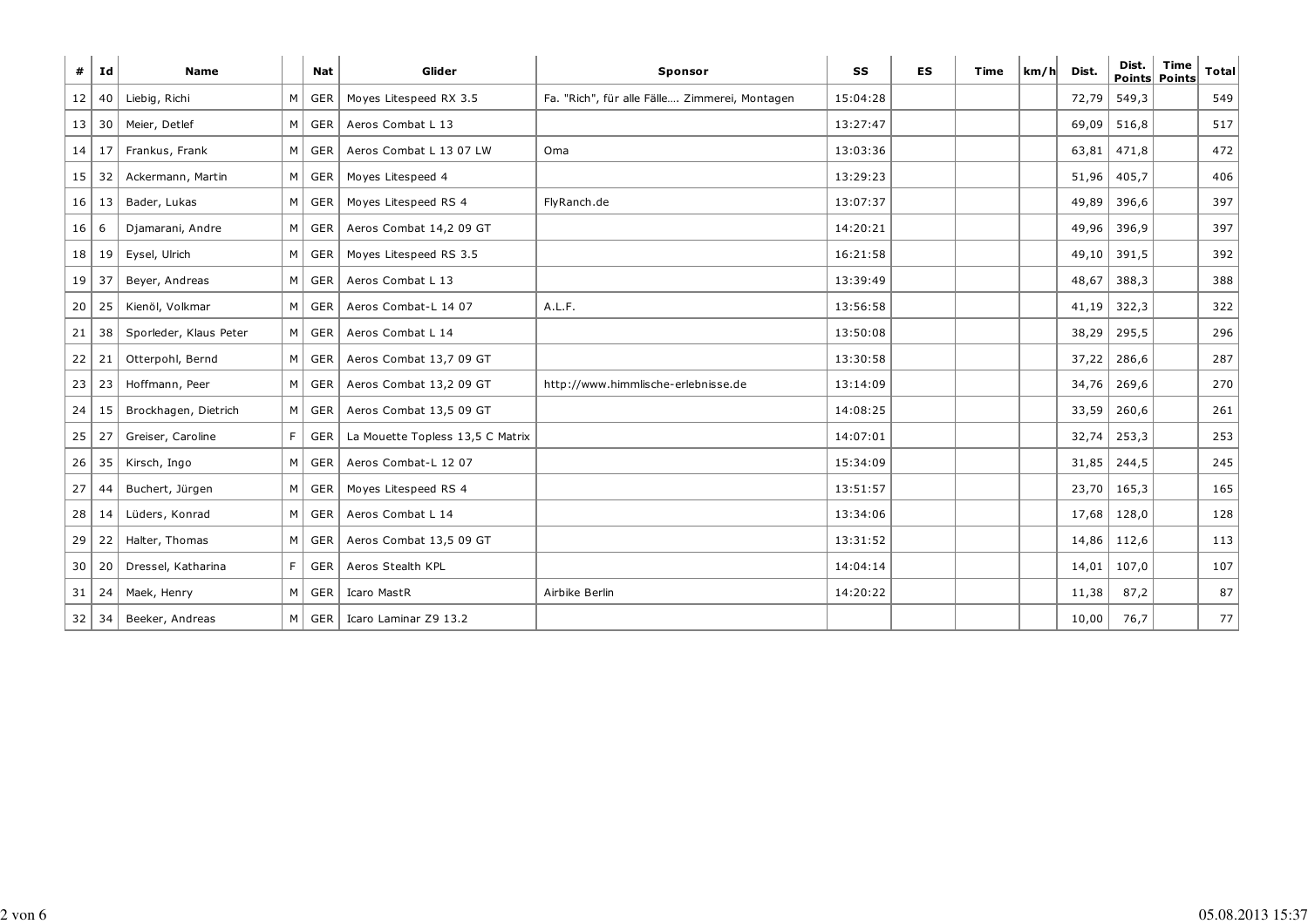| # | Id | Name | | Nat | Glider | Sponsor | SS | ES | Time | km/h | Dist. | Dist. Points | Time Points | Total |
|---|---|---|---|---|---|---|---|---|---|---|---|---|---|---|
| 12 | 40 | Liebig, Richi | M | GER | Moyes Litespeed RX 3.5 | Fa. "Rich", für alle Fälle.... Zimmerei, Montagen | 15:04:28 | | | | 72,79 | 549,3 | | 549 |
| 13 | 30 | Meier, Detlef | M | GER | Aeros Combat L 13 | | 13:27:47 | | | | 69,09 | 516,8 | | 517 |
| 14 | 17 | Frankus, Frank | M | GER | Aeros Combat L 13 07 LW | Oma | 13:03:36 | | | | 63,81 | 471,8 | | 472 |
| 15 | 32 | Ackermann, Martin | M | GER | Moyes Litespeed 4 | | 13:29:23 | | | | 51,96 | 405,7 | | 406 |
| 16 | 13 | Bader, Lukas | M | GER | Moyes Litespeed RS 4 | FlyRanch.de | 13:07:37 | | | | 49,89 | 396,6 | | 397 |
| 16 | 6 | Djamarani, Andre | M | GER | Aeros Combat 14,2 09 GT | | 14:20:21 | | | | 49,96 | 396,9 | | 397 |
| 18 | 19 | Eysel, Ulrich | M | GER | Moyes Litespeed RS 3.5 | | 16:21:58 | | | | 49,10 | 391,5 | | 392 |
| 19 | 37 | Beyer, Andreas | M | GER | Aeros Combat L 13 | | 13:39:49 | | | | 48,67 | 388,3 | | 388 |
| 20 | 25 | Kienöl, Volkmar | M | GER | Aeros Combat-L 14 07 | A.L.F. | 13:56:58 | | | | 41,19 | 322,3 | | 322 |
| 21 | 38 | Sporleder, Klaus Peter | M | GER | Aeros Combat L 14 | | 13:50:08 | | | | 38,29 | 295,5 | | 296 |
| 22 | 21 | Otterpohl, Bernd | M | GER | Aeros Combat 13,7 09 GT | | 13:30:58 | | | | 37,22 | 286,6 | | 287 |
| 23 | 23 | Hoffmann, Peer | M | GER | Aeros Combat 13,2 09 GT | http://www.himmlische-erlebnisse.de | 13:14:09 | | | | 34,76 | 269,6 | | 270 |
| 24 | 15 | Brockhagen, Dietrich | M | GER | Aeros Combat 13,5 09 GT | | 14:08:25 | | | | 33,59 | 260,6 | | 261 |
| 25 | 27 | Greiser, Caroline | F | GER | La Mouette Topless 13,5 C Matrix | | 14:07:01 | | | | 32,74 | 253,3 | | 253 |
| 26 | 35 | Kirsch, Ingo | M | GER | Aeros Combat-L 12 07 | | 15:34:09 | | | | 31,85 | 244,5 | | 245 |
| 27 | 44 | Buchert, Jürgen | M | GER | Moyes Litespeed RS 4 | | 13:51:57 | | | | 23,70 | 165,3 | | 165 |
| 28 | 14 | Lüders, Konrad | M | GER | Aeros Combat L 14 | | 13:34:06 | | | | 17,68 | 128,0 | | 128 |
| 29 | 22 | Halter, Thomas | M | GER | Aeros Combat 13,5 09 GT | | 13:31:52 | | | | 14,86 | 112,6 | | 113 |
| 30 | 20 | Dressel, Katharina | F | GER | Aeros Stealth KPL | | 14:04:14 | | | | 14,01 | 107,0 | | 107 |
| 31 | 24 | Maek, Henry | M | GER | Icaro MastR | Airbike Berlin | 14:20:22 | | | | 11,38 | 87,2 | | 87 |
| 32 | 34 | Beeker, Andreas | M | GER | Icaro Laminar Z9 13.2 | | | | | | 10,00 | 76,7 | | 77 |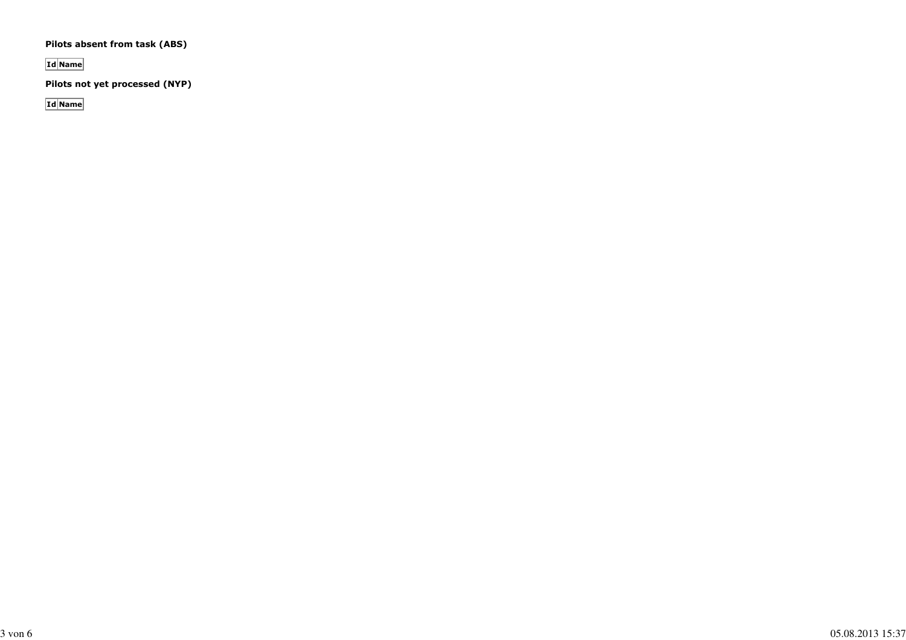**Pilots absent from task (ABS)**

| Id | Name |
|---|---|

**Pilots not yet processed (NYP)**

| Id | Name |
|---|---|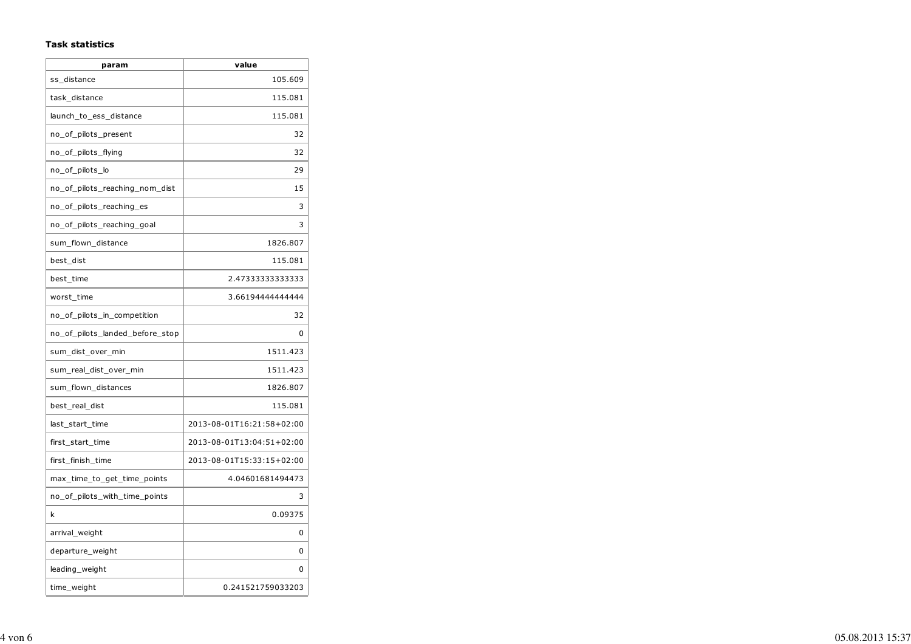**Task statistics**

| param | value |
|---|---:|
| ss_distance | 105.609 |
| task_distance | 115.081 |
| launch_to_ess_distance | 115.081 |
| no_of_pilots_present | 32 |
| no_of_pilots_flying | 32 |
| no_of_pilots_lo | 29 |
| no_of_pilots_reaching_nom_dist | 15 |
| no_of_pilots_reaching_es | 3 |
| no_of_pilots_reaching_goal | 3 |
| sum_flown_distance | 1826.807 |
| best_dist | 115.081 |
| best_time | 2.47333333333333 |
| worst_time | 3.66194444444444 |
| no_of_pilots_in_competition | 32 |
| no_of_pilots_landed_before_stop | 0 |
| sum_dist_over_min | 1511.423 |
| sum_real_dist_over_min | 1511.423 |
| sum_flown_distances | 1826.807 |
| best_real_dist | 115.081 |
| last_start_time | 2013-08-01T16:21:58+02:00 |
| first_start_time | 2013-08-01T13:04:51+02:00 |
| first_finish_time | 2013-08-01T15:33:15+02:00 |
| max_time_to_get_time_points | 4.04601681494473 |
| no_of_pilots_with_time_points | 3 |
| k | 0.09375 |
| arrival_weight | 0 |
| departure_weight | 0 |
| leading_weight | 0 |
| time_weight | 0.241521759033203 |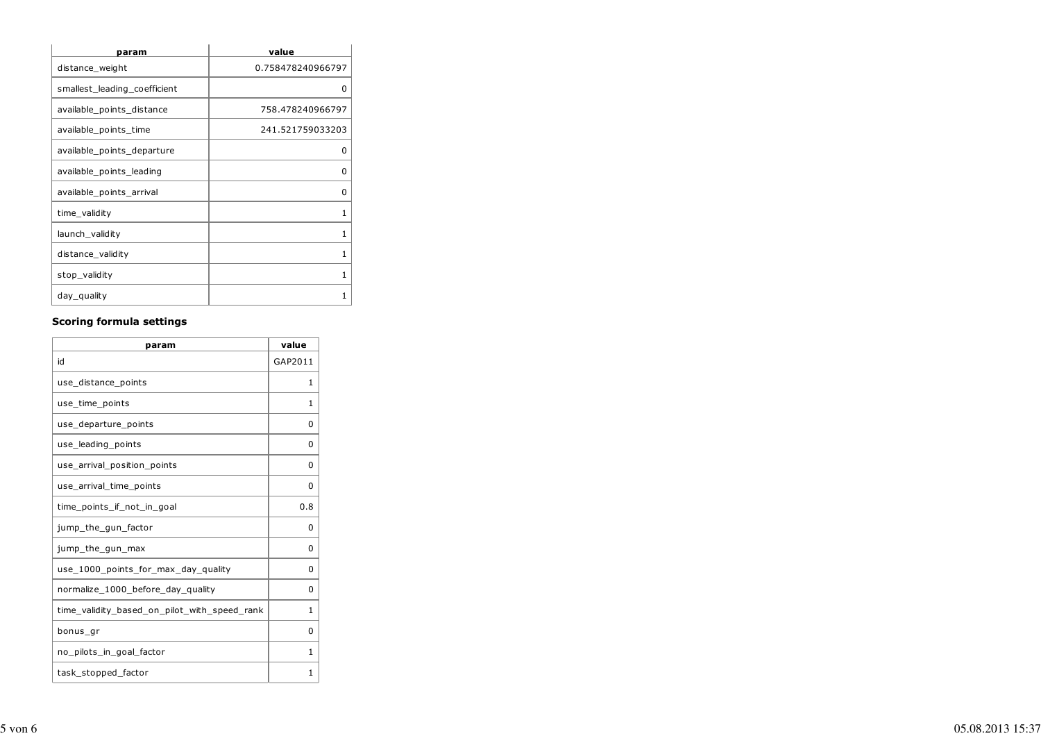| param | value |
| --- | --- |
| distance_weight | 0.758478240966797 |
| smallest_leading_coefficient | 0 |
| available_points_distance | 758.478240966797 |
| available_points_time | 241.521759033203 |
| available_points_departure | 0 |
| available_points_leading | 0 |
| available_points_arrival | 0 |
| time_validity | 1 |
| launch_validity | 1 |
| distance_validity | 1 |
| stop_validity | 1 |
| day_quality | 1 |

**Scoring formula settings**

| param | value |
| --- | --- |
| id | GAP2011 |
| use_distance_points | 1 |
| use_time_points | 1 |
| use_departure_points | 0 |
| use_leading_points | 0 |
| use_arrival_position_points | 0 |
| use_arrival_time_points | 0 |
| time_points_if_not_in_goal | 0.8 |
| jump_the_gun_factor | 0 |
| jump_the_gun_max | 0 |
| use_1000_points_for_max_day_quality | 0 |
| normalize_1000_before_day_quality | 0 |
| time_validity_based_on_pilot_with_speed_rank | 1 |
| bonus_gr | 0 |
| no_pilots_in_goal_factor | 1 |
| task_stopped_factor | 1 |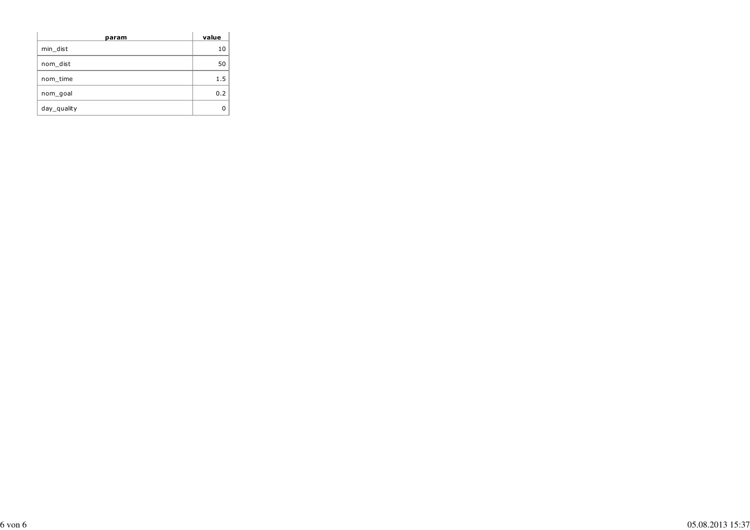| param | value |
| --- | --- |
| min_dist | 10 |
| nom_dist | 50 |
| nom_time | 1.5 |
| nom_goal | 0.2 |
| day_quality | 0 |